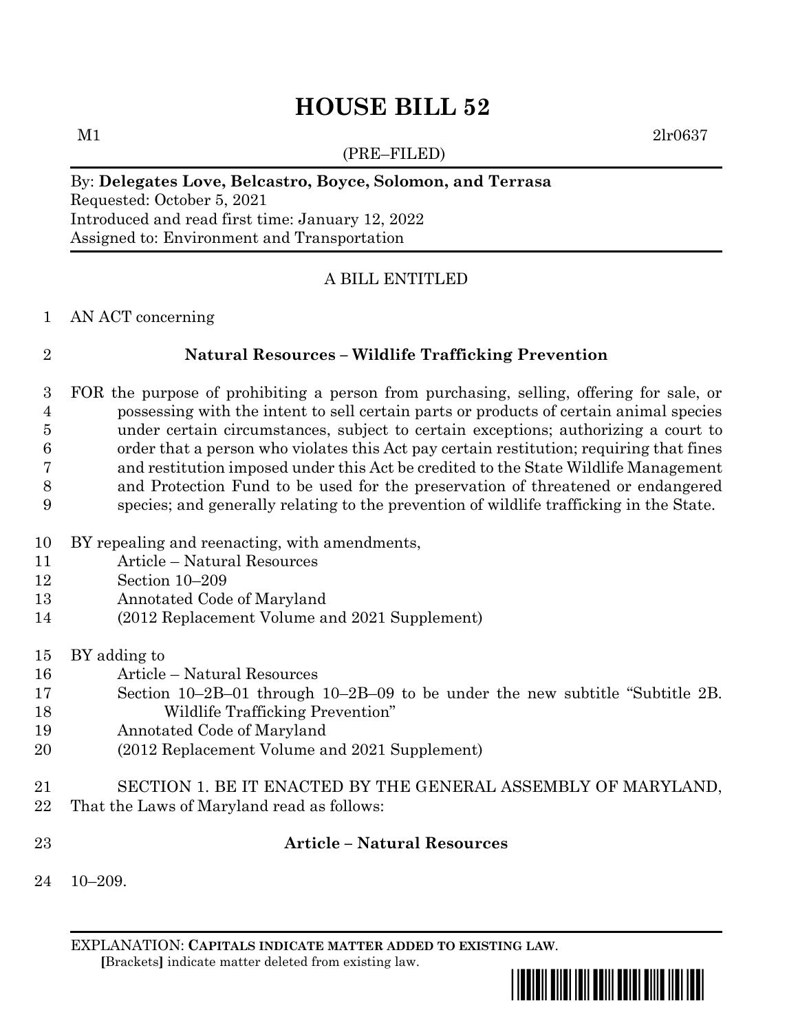# HOUSE BILL 52

M1 2lr0637

(PRE–FILED)

By: **Delegates Love, Belcastro, Boyce, Solomon, and Terrasa**
Requested: October 5, 2021
Introduced and read first time: January 12, 2022
Assigned to: Environment and Transportation

A BILL ENTITLED

AN ACT concerning

## Natural Resources – Wildlife Trafficking Prevention

FOR the purpose of prohibiting a person from purchasing, selling, offering for sale, or possessing with the intent to sell certain parts or products of certain animal species under certain circumstances, subject to certain exceptions; authorizing a court to order that a person who violates this Act pay certain restitution; requiring that fines and restitution imposed under this Act be credited to the State Wildlife Management and Protection Fund to be used for the preservation of threatened or endangered species; and generally relating to the prevention of wildlife trafficking in the State.

BY repealing and reenacting, with amendments,
Article – Natural Resources
Section 10–209
Annotated Code of Maryland
(2012 Replacement Volume and 2021 Supplement)

BY adding to
Article – Natural Resources
Section 10–2B–01 through 10–2B–09 to be under the new subtitle "Subtitle 2B. Wildlife Trafficking Prevention"
Annotated Code of Maryland
(2012 Replacement Volume and 2021 Supplement)

SECTION 1. BE IT ENACTED BY THE GENERAL ASSEMBLY OF MARYLAND, That the Laws of Maryland read as follows:

**Article – Natural Resources**

10–209.

EXPLANATION: **CAPITALS INDICATE MATTER ADDED TO EXISTING LAW**.
**[**Brackets**]** indicate matter deleted from existing law.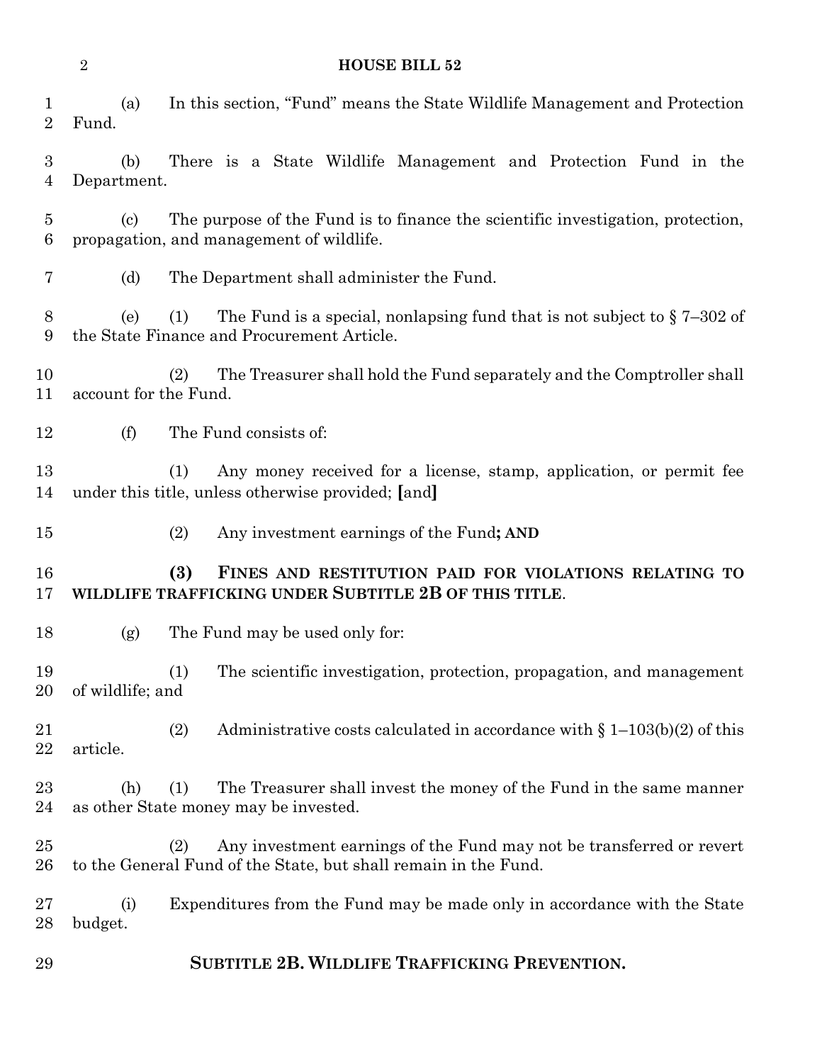(a) In this section, "Fund" means the State Wildlife Management and Protection Fund.

(b) There is a State Wildlife Management and Protection Fund in the Department.

(c) The purpose of the Fund is to finance the scientific investigation, protection, propagation, and management of wildlife.

(d) The Department shall administer the Fund.

(e) (1) The Fund is a special, nonlapsing fund that is not subject to § 7–302 of the State Finance and Procurement Article.

(2) The Treasurer shall hold the Fund separately and the Comptroller shall account for the Fund.

(f) The Fund consists of:

(1) Any money received for a license, stamp, application, or permit fee under this title, unless otherwise provided; **[**and**]**

(2) Any investment earnings of the Fund**; AND**

**(3) FINES AND RESTITUTION PAID FOR VIOLATIONS RELATING TO WILDLIFE TRAFFICKING UNDER SUBTITLE 2B OF THIS TITLE**.

(g) The Fund may be used only for:

(1) The scientific investigation, protection, propagation, and management of wildlife; and

(2) Administrative costs calculated in accordance with § 1–103(b)(2) of this article.

(h) (1) The Treasurer shall invest the money of the Fund in the same manner as other State money may be invested.

(2) Any investment earnings of the Fund may not be transferred or revert to the General Fund of the State, but shall remain in the Fund.

(i) Expenditures from the Fund may be made only in accordance with the State budget.

**SUBTITLE 2B. WILDLIFE TRAFFICKING PREVENTION.**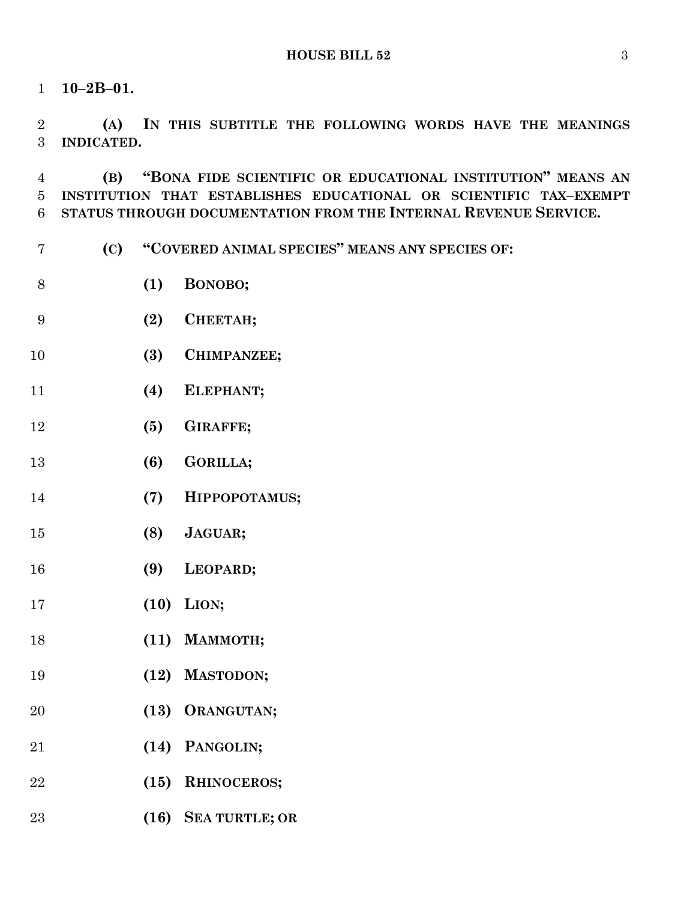**10–2B–01.**

**(A) IN THIS SUBTITLE THE FOLLOWING WORDS HAVE THE MEANINGS INDICATED.**

**(B) "BONA FIDE SCIENTIFIC OR EDUCATIONAL INSTITUTION" MEANS AN INSTITUTION THAT ESTABLISHES EDUCATIONAL OR SCIENTIFIC TAX–EXEMPT STATUS THROUGH DOCUMENTATION FROM THE INTERNAL REVENUE SERVICE.**

**(C) "COVERED ANIMAL SPECIES" MEANS ANY SPECIES OF:**

**(1) BONOBO;**

**(2) CHEETAH;**

**(3) CHIMPANZEE;**

**(4) ELEPHANT;**

**(5) GIRAFFE;**

**(6) GORILLA;**

**(7) HIPPOPOTAMUS;**

**(8) JAGUAR;**

**(9) LEOPARD;**

**(10) LION;**

**(11) MAMMOTH;**

**(12) MASTODON;**

**(13) ORANGUTAN;**

**(14) PANGOLIN;**

**(15) RHINOCEROS;**

**(16) SEA TURTLE; OR**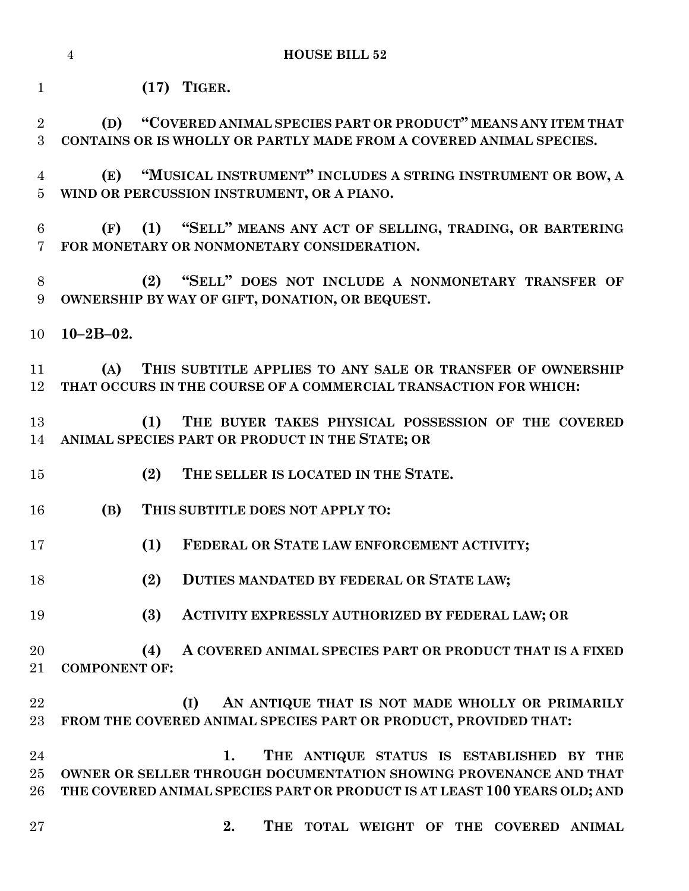**(17) TIGER.**

**(D) "COVERED ANIMAL SPECIES PART OR PRODUCT" MEANS ANY ITEM THAT CONTAINS OR IS WHOLLY OR PARTLY MADE FROM A COVERED ANIMAL SPECIES.**

**(E) "MUSICAL INSTRUMENT" INCLUDES A STRING INSTRUMENT OR BOW, A WIND OR PERCUSSION INSTRUMENT, OR A PIANO.**

**(F) (1) "SELL" MEANS ANY ACT OF SELLING, TRADING, OR BARTERING FOR MONETARY OR NONMONETARY CONSIDERATION.**

**(2) "SELL" DOES NOT INCLUDE A NONMONETARY TRANSFER OF OWNERSHIP BY WAY OF GIFT, DONATION, OR BEQUEST.**

**10–2B–02.**

**(A) THIS SUBTITLE APPLIES TO ANY SALE OR TRANSFER OF OWNERSHIP THAT OCCURS IN THE COURSE OF A COMMERCIAL TRANSACTION FOR WHICH:**

**(1) THE BUYER TAKES PHYSICAL POSSESSION OF THE COVERED ANIMAL SPECIES PART OR PRODUCT IN THE STATE; OR**

**(2) THE SELLER IS LOCATED IN THE STATE.**

**(B) THIS SUBTITLE DOES NOT APPLY TO:**

**(1) FEDERAL OR STATE LAW ENFORCEMENT ACTIVITY;**

**(2) DUTIES MANDATED BY FEDERAL OR STATE LAW;**

**(3) ACTIVITY EXPRESSLY AUTHORIZED BY FEDERAL LAW; OR**

**(4) A COVERED ANIMAL SPECIES PART OR PRODUCT THAT IS A FIXED COMPONENT OF:**

**(I) AN ANTIQUE THAT IS NOT MADE WHOLLY OR PRIMARILY FROM THE COVERED ANIMAL SPECIES PART OR PRODUCT, PROVIDED THAT:**

**1. THE ANTIQUE STATUS IS ESTABLISHED BY THE OWNER OR SELLER THROUGH DOCUMENTATION SHOWING PROVENANCE AND THAT THE COVERED ANIMAL SPECIES PART OR PRODUCT IS AT LEAST 100 YEARS OLD; AND**

**2. THE TOTAL WEIGHT OF THE COVERED ANIMAL**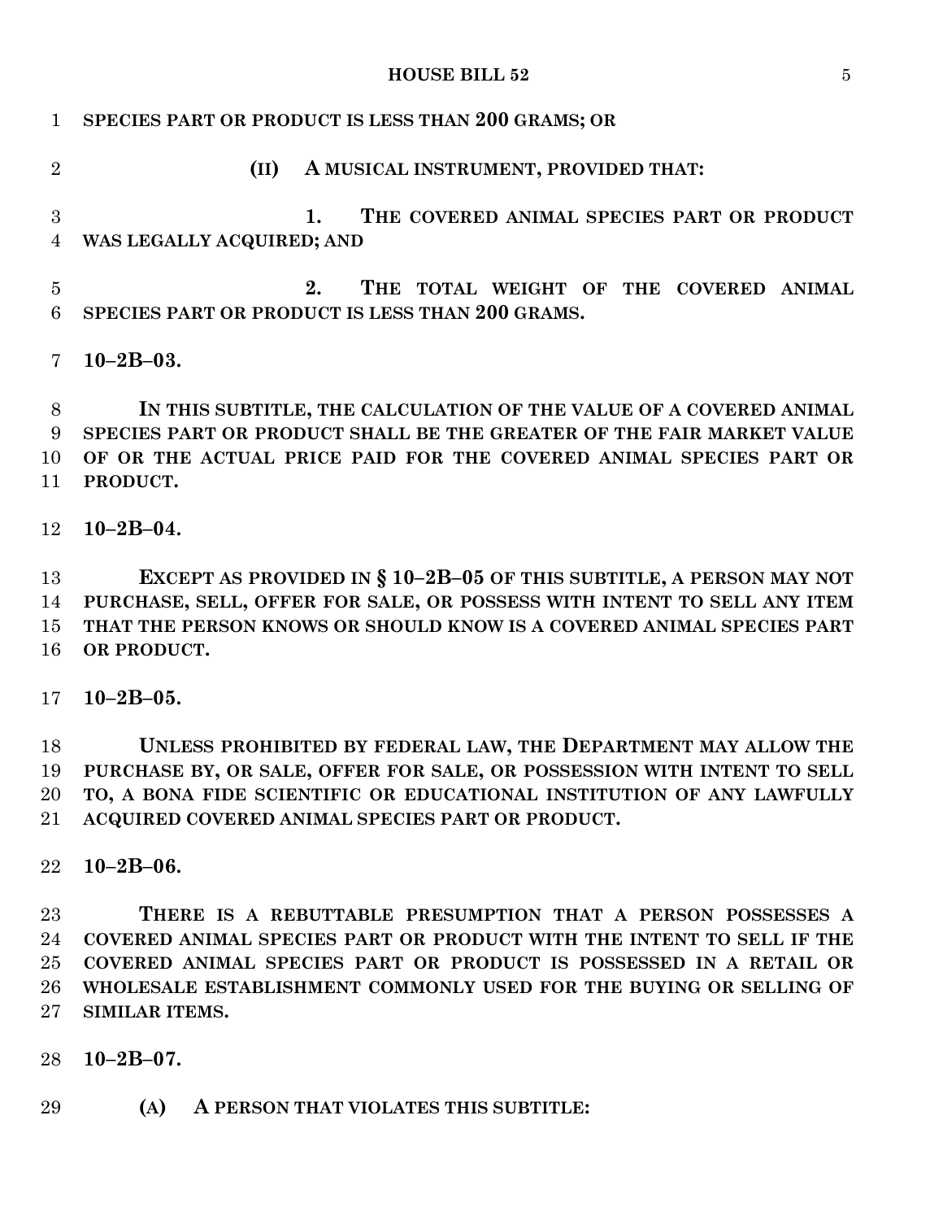**SPECIES PART OR PRODUCT IS LESS THAN 200 GRAMS; OR**

**(II) A MUSICAL INSTRUMENT, PROVIDED THAT:**

**1. THE COVERED ANIMAL SPECIES PART OR PRODUCT WAS LEGALLY ACQUIRED; AND**

**2. THE TOTAL WEIGHT OF THE COVERED ANIMAL SPECIES PART OR PRODUCT IS LESS THAN 200 GRAMS.**

**10–2B–03.**

**IN THIS SUBTITLE, THE CALCULATION OF THE VALUE OF A COVERED ANIMAL SPECIES PART OR PRODUCT SHALL BE THE GREATER OF THE FAIR MARKET VALUE OF OR THE ACTUAL PRICE PAID FOR THE COVERED ANIMAL SPECIES PART OR PRODUCT.**

**10–2B–04.**

**EXCEPT AS PROVIDED IN § 10–2B–05 OF THIS SUBTITLE, A PERSON MAY NOT PURCHASE, SELL, OFFER FOR SALE, OR POSSESS WITH INTENT TO SELL ANY ITEM THAT THE PERSON KNOWS OR SHOULD KNOW IS A COVERED ANIMAL SPECIES PART OR PRODUCT.**

**10–2B–05.**

**UNLESS PROHIBITED BY FEDERAL LAW, THE DEPARTMENT MAY ALLOW THE PURCHASE BY, OR SALE, OFFER FOR SALE, OR POSSESSION WITH INTENT TO SELL TO, A BONA FIDE SCIENTIFIC OR EDUCATIONAL INSTITUTION OF ANY LAWFULLY ACQUIRED COVERED ANIMAL SPECIES PART OR PRODUCT.**

**10–2B–06.**

**THERE IS A REBUTTABLE PRESUMPTION THAT A PERSON POSSESSES A COVERED ANIMAL SPECIES PART OR PRODUCT WITH THE INTENT TO SELL IF THE COVERED ANIMAL SPECIES PART OR PRODUCT IS POSSESSED IN A RETAIL OR WHOLESALE ESTABLISHMENT COMMONLY USED FOR THE BUYING OR SELLING OF SIMILAR ITEMS.**

**10–2B–07.**

**(A) A PERSON THAT VIOLATES THIS SUBTITLE:**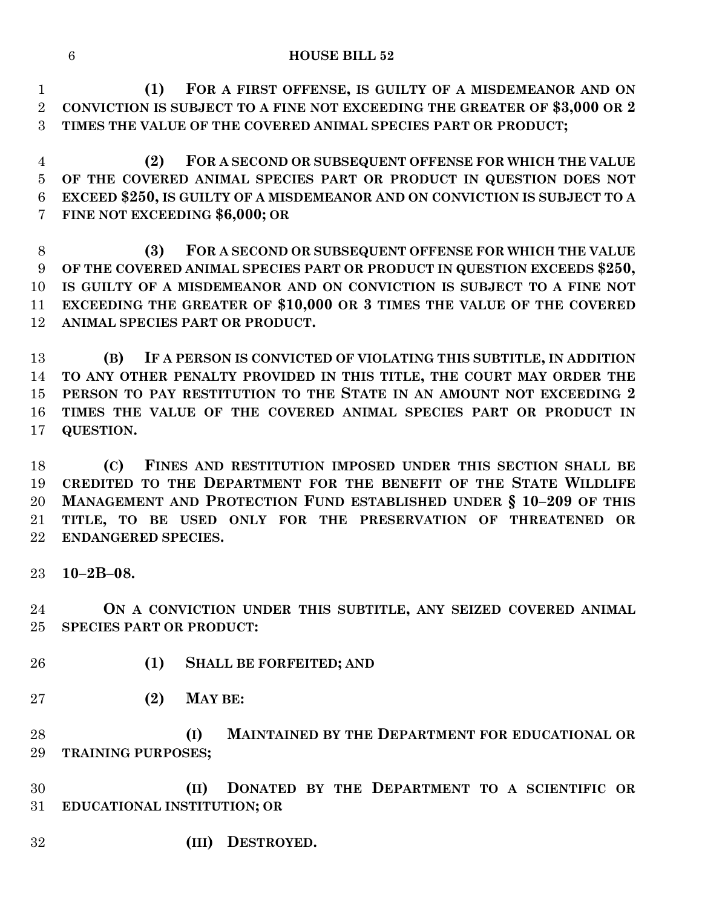**(1) FOR A FIRST OFFENSE, IS GUILTY OF A MISDEMEANOR AND ON CONVICTION IS SUBJECT TO A FINE NOT EXCEEDING THE GREATER OF $3,000 OR 2 TIMES THE VALUE OF THE COVERED ANIMAL SPECIES PART OR PRODUCT;**

**(2) FOR A SECOND OR SUBSEQUENT OFFENSE FOR WHICH THE VALUE OF THE COVERED ANIMAL SPECIES PART OR PRODUCT IN QUESTION DOES NOT EXCEED $250, IS GUILTY OF A MISDEMEANOR AND ON CONVICTION IS SUBJECT TO A FINE NOT EXCEEDING $6,000; OR**

**(3) FOR A SECOND OR SUBSEQUENT OFFENSE FOR WHICH THE VALUE OF THE COVERED ANIMAL SPECIES PART OR PRODUCT IN QUESTION EXCEEDS $250, IS GUILTY OF A MISDEMEANOR AND ON CONVICTION IS SUBJECT TO A FINE NOT EXCEEDING THE GREATER OF $10,000 OR 3 TIMES THE VALUE OF THE COVERED ANIMAL SPECIES PART OR PRODUCT.**

**(B) IF A PERSON IS CONVICTED OF VIOLATING THIS SUBTITLE, IN ADDITION TO ANY OTHER PENALTY PROVIDED IN THIS TITLE, THE COURT MAY ORDER THE PERSON TO PAY RESTITUTION TO THE STATE IN AN AMOUNT NOT EXCEEDING 2 TIMES THE VALUE OF THE COVERED ANIMAL SPECIES PART OR PRODUCT IN QUESTION.**

**(C) FINES AND RESTITUTION IMPOSED UNDER THIS SECTION SHALL BE CREDITED TO THE DEPARTMENT FOR THE BENEFIT OF THE STATE WILDLIFE MANAGEMENT AND PROTECTION FUND ESTABLISHED UNDER § 10–209 OF THIS TITLE, TO BE USED ONLY FOR THE PRESERVATION OF THREATENED OR ENDANGERED SPECIES.**

**10–2B–08.**

**ON A CONVICTION UNDER THIS SUBTITLE, ANY SEIZED COVERED ANIMAL SPECIES PART OR PRODUCT:**

**(1) SHALL BE FORFEITED; AND**

**(2) MAY BE:**

**(I) MAINTAINED BY THE DEPARTMENT FOR EDUCATIONAL OR TRAINING PURPOSES;**

**(II) DONATED BY THE DEPARTMENT TO A SCIENTIFIC OR EDUCATIONAL INSTITUTION; OR**

**(III) DESTROYED.**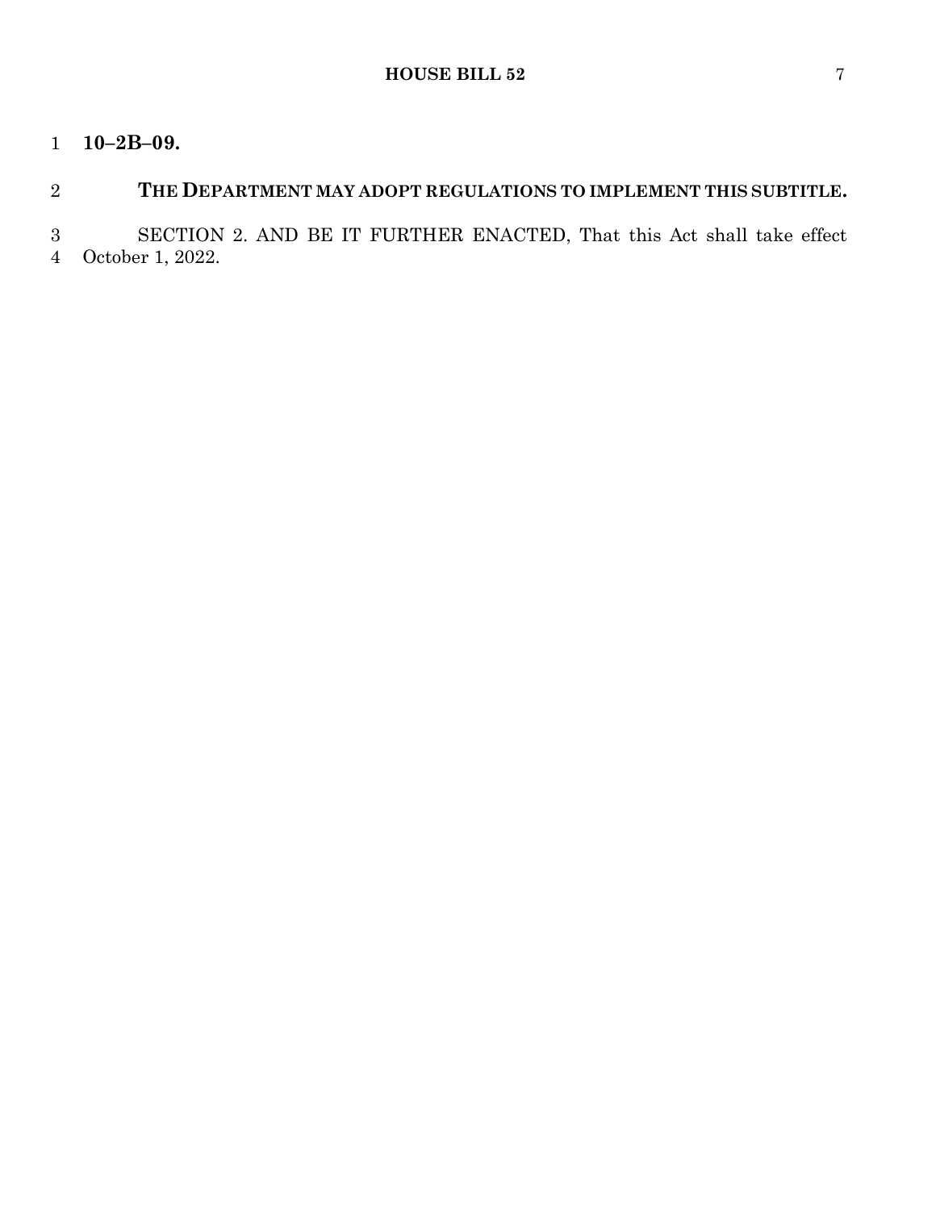**10–2B–09.**

**THE DEPARTMENT MAY ADOPT REGULATIONS TO IMPLEMENT THIS SUBTITLE.**

SECTION 2. AND BE IT FURTHER ENACTED, That this Act shall take effect October 1, 2022.